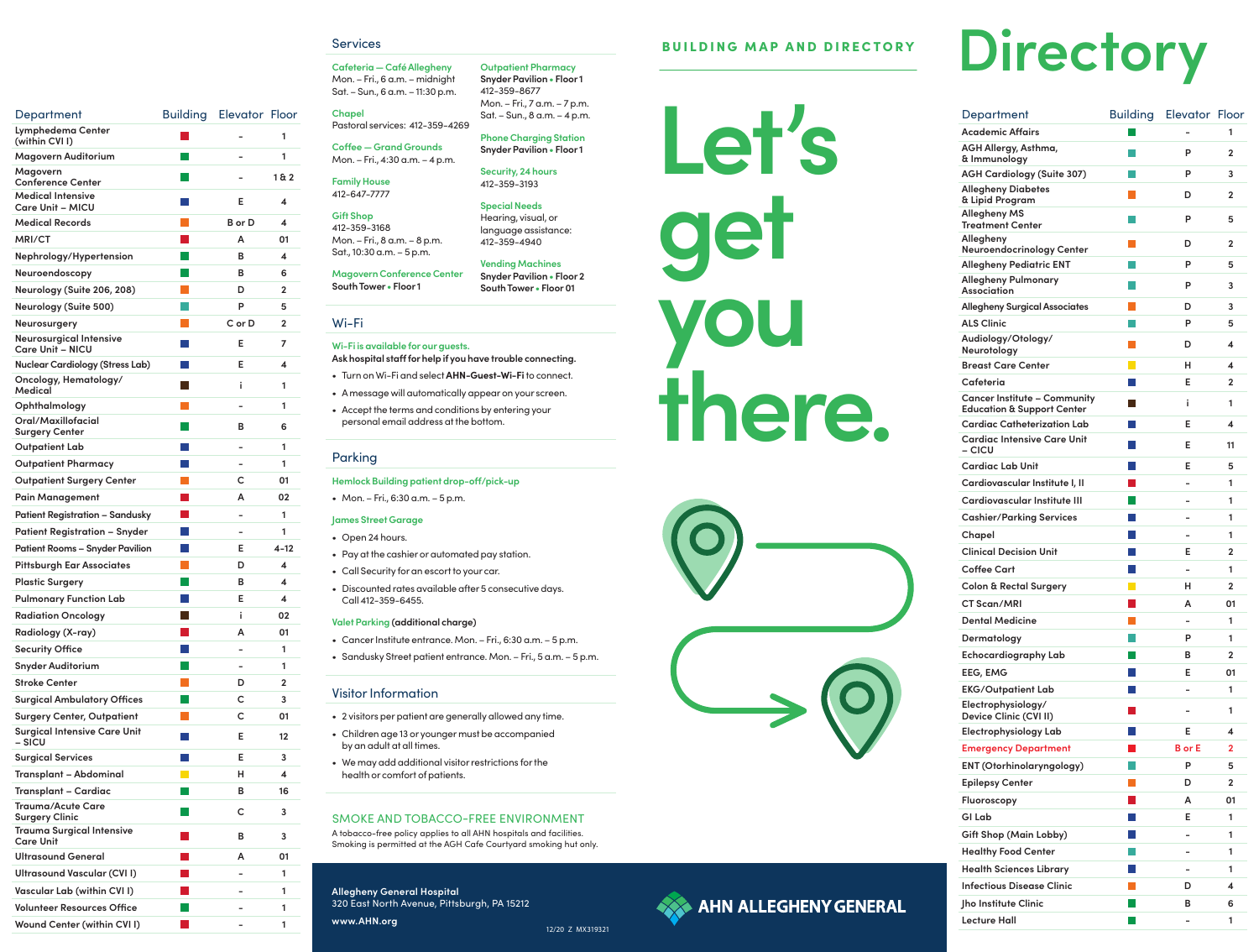| Department | Building | Elevator | Floor |
| --- | --- | --- | --- |
| Lymphedema Center (within CVI I) | red | – | 1 |
| Magovern Auditorium | green | – | 1 |
| Magovern Conference Center | green | – | 1 & 2 |
| Medical Intensive Care Unit – MICU | blue | E | 4 |
| Medical Records | orange | B or D | 4 |
| MRI/CT | red | A | 01 |
| Nephrology/Hypertension | green | B | 4 |
| Neuroendoscopy | green | B | 6 |
| Neurology (Suite 206, 208) | orange | D | 2 |
| Neurology (Suite 500) | teal | P | 5 |
| Neurosurgery | orange | C or D | 2 |
| Neurosurgical Intensive Care Unit – NICU | blue | E | 7 |
| Nuclear Cardiology (Stress Lab) | blue | E | 4 |
| Oncology, Hematology/Medical | brown | i | 1 |
| Ophthalmology | orange | – | 1 |
| Oral/Maxillofacial Surgery Center | green | B | 6 |
| Outpatient Lab | blue | – | 1 |
| Outpatient Pharmacy | blue | – | 1 |
| Outpatient Surgery Center | orange | C | 01 |
| Pain Management | red | A | 02 |
| Patient Registration – Sandusky | red | – | 1 |
| Patient Registration – Snyder | blue | – | 1 |
| Patient Rooms – Snyder Pavilion | blue | E | 4–12 |
| Pittsburgh Ear Associates | orange | D | 4 |
| Plastic Surgery | green | B | 4 |
| Pulmonary Function Lab | blue | E | 4 |
| Radiation Oncology | brown | i | 02 |
| Radiology (X-ray) | red | A | 01 |
| Security Office | blue | – | 1 |
| Snyder Auditorium | green | – | 1 |
| Stroke Center | orange | D | 2 |
| Surgical Ambulatory Offices | green | C | 3 |
| Surgery Center, Outpatient | orange | C | 01 |
| Surgical Intensive Care Unit – SICU | blue | E | 12 |
| Surgical Services | blue | E | 3 |
| Transplant – Abdominal | yellow | H | 4 |
| Transplant – Cardiac | green | B | 16 |
| Trauma/Acute Care Surgery Clinic | green | C | 3 |
| Trauma Surgical Intensive Care Unit | red | B | 3 |
| Ultrasound General | red | A | 01 |
| Ultrasound Vascular (CVI I) | red | – | 1 |
| Vascular Lab (within CVI I) | red | – | 1 |
| Volunteer Resources Office | green | – | 1 |
| Wound Center (within CVI I) | red | – | 1 |

## Services

**Cafeteria — Café Allegheny**
Mon. – Fri., 6 a.m. – midnight
Sat. – Sun., 6 a.m. – 11:30 p.m.

**Chapel**
Pastoral services: 412-359-4269

**Coffee — Grand Grounds**
Mon. – Fri., 4:30 a.m. – 4 p.m.

**Family House**
412-647-7777

**Gift Shop**
412-359-3168
Mon. – Fri., 8 a.m. – 8 p.m.
Sat., 10:30 a.m. – 5 p.m.

**Magovern Conference Center**
South Tower • Floor 1

**Outpatient Pharmacy**
Snyder Pavilion • Floor 1
412-359-8677
Mon. – Fri., 7 a.m. – 7 p.m.
Sat. – Sun., 8 a.m. – 4 p.m.

**Phone Charging Station**
Snyder Pavilion • Floor 1

**Security, 24 hours**
412-359-3193

**Special Needs**
Hearing, visual, or language assistance: 412-359-4940

**Vending Machines**
Snyder Pavilion • Floor 2
South Tower • Floor 01

## Wi-Fi

Wi-Fi is available for our guests.
**Ask hospital staff for help if you have trouble connecting.**

- Turn on Wi-Fi and select **AHN-Guest-Wi-Fi** to connect.
- A message will automatically appear on your screen.
- Accept the terms and conditions by entering your personal email address at the bottom.

## Parking

**Hemlock Building patient drop-off/pick-up**

- Mon. – Fri., 6:30 a.m. – 5 p.m.

**James Street Garage**

- Open 24 hours.
- Pay at the cashier or automated pay station.
- Call Security for an escort to your car.
- Discounted rates available after 5 consecutive days. Call 412-359-6455.

**Valet Parking (additional charge)**

- Cancer Institute entrance. Mon. – Fri., 6:30 a.m. – 5 p.m.
- Sandusky Street patient entrance. Mon. – Fri., 5 a.m. – 5 p.m.

## Visitor Information

- 2 visitors per patient are generally allowed any time.
- Children age 13 or younger must be accompanied by an adult at all times.
- We may add additional visitor restrictions for the health or comfort of patients.

## SMOKE AND TOBACCO-FREE ENVIRONMENT

A tobacco-free policy applies to all AHN hospitals and facilities. Smoking is permitted at the AGH Cafe Courtyard smoking hut only.

Allegheny General Hospital
320 East North Avenue, Pittsburgh, PA 15212
www.AHN.org

12/20 Z MX319321

## BUILDING MAP AND DIRECTORY

# Let's get you there.

AHN ALLEGHENY GENERAL

# Directory

| Department | Building | Elevator | Floor |
| --- | --- | --- | --- |
| Academic Affairs | green | – | 1 |
| AGH Allergy, Asthma, & Immunology | teal | P | 2 |
| AGH Cardiology (Suite 307) | teal | P | 3 |
| Allegheny Diabetes & Lipid Program | orange | D | 2 |
| Allegheny MS Treatment Center | teal | P | 5 |
| Allegheny Neuroendocrinology Center | orange | D | 2 |
| Allegheny Pediatric ENT | teal | P | 5 |
| Allegheny Pulmonary Association | teal | P | 3 |
| Allegheny Surgical Associates | orange | D | 3 |
| ALS Clinic | teal | P | 5 |
| Audiology/Otology/Neurotology | orange | D | 4 |
| Breast Care Center | yellow | H | 4 |
| Cafeteria | blue | E | 2 |
| Cancer Institute – Community Education & Support Center | brown | i | 1 |
| Cardiac Catheterization Lab | blue | E | 4 |
| Cardiac Intensive Care Unit – CICU | blue | E | 11 |
| Cardiac Lab Unit | blue | E | 5 |
| Cardiovascular Institute I, II | red | – | 1 |
| Cardiovascular Institute III | green | – | 1 |
| Cashier/Parking Services | blue | – | 1 |
| Chapel | blue | – | 1 |
| Clinical Decision Unit | blue | E | 2 |
| Coffee Cart | blue | – | 1 |
| Colon & Rectal Surgery | yellow | H | 2 |
| CT Scan/MRI | red | A | 01 |
| Dental Medicine | orange | – | 1 |
| Dermatology | teal | P | 1 |
| Echocardiography Lab | green | B | 2 |
| EEG, EMG | blue | E | 01 |
| EKG/Outpatient Lab | blue | – | 1 |
| Electrophysiology/Device Clinic (CVI II) | red | – | 1 |
| Electrophysiology Lab | blue | E | 4 |
| Emergency Department | red | B or E | 2 |
| ENT (Otorhinolaryngology) | teal | P | 5 |
| Epilepsy Center | orange | D | 2 |
| Fluoroscopy | red | A | 01 |
| GI Lab | blue | E | 1 |
| Gift Shop (Main Lobby) | blue | – | 1 |
| Healthy Food Center | teal | – | 1 |
| Health Sciences Library | blue | – | 1 |
| Infectious Disease Clinic | orange | D | 4 |
| Jho Institute Clinic | green | B | 6 |
| Lecture Hall | green | – | 1 |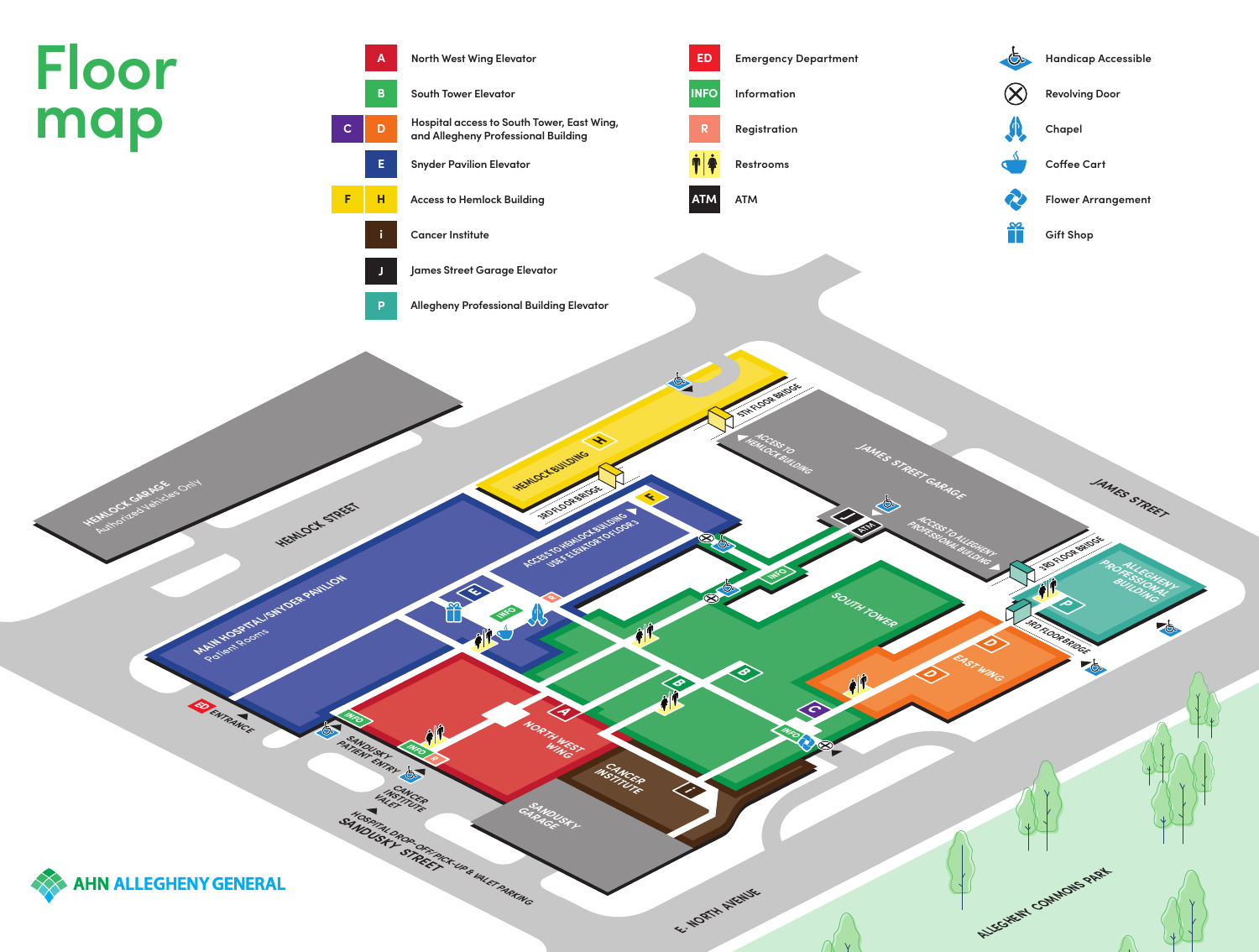# Floor map

| | |
|---|---|
| A | North West Wing Elevator |
| B | South Tower Elevator |
| C D | Hospital access to South Tower, East Wing, and Allegheny Professional Building |
| E | Snyder Pavilion Elevator |
| F H | Access to Hemlock Building |
| i | Cancer Institute |
| J | James Street Garage Elevator |
| P | Allegheny Professional Building Elevator |
| ED | Emergency Department |
| INFO | Information |
| R | Registration |
| | Restrooms |
| ATM | ATM |
| | Handicap Accessible |
| | Revolving Door |
| | Chapel |
| | Coffee Cart |
| | Flower Arrangement |
| | Gift Shop |

HEMLOCK GARAGE
Authorized Vehicles Only

HEMLOCK STREET

HEMLOCK BUILDING

5TH FLOOR BRIDGE

3RD FLOOR BRIDGE

ACCESS TO HEMLOCK BUILDING
USE F ELEVATOR TO FLOOR 3

MAIN HOSPITAL/SNYDER PAVILION
Patient Rooms

ACCESS TO HEMLOCK BUILDING

JAMES STREET GARAGE

ACCESS TO ALLEGHENY PROFESSIONAL BUILDING

JAMES STREET

3RD FLOOR BRIDGE

ALLEGHENY PROFESSIONAL BUILDING

SOUTH TOWER

EAST WING

NORTH WEST WING

CANCER INSTITUTE

SANDUSKY GARAGE

ED ENTRANCE

SANDUSKY PATIENT ENTRY

CANCER INSTITUTE VALET

HOSPITAL DROP-OFF/PICK-UP & VALET PARKING

SANDUSKY STREET

E. NORTH AVENUE

ALLEGHENY COMMONS PARK

AHN ALLEGHENY GENERAL